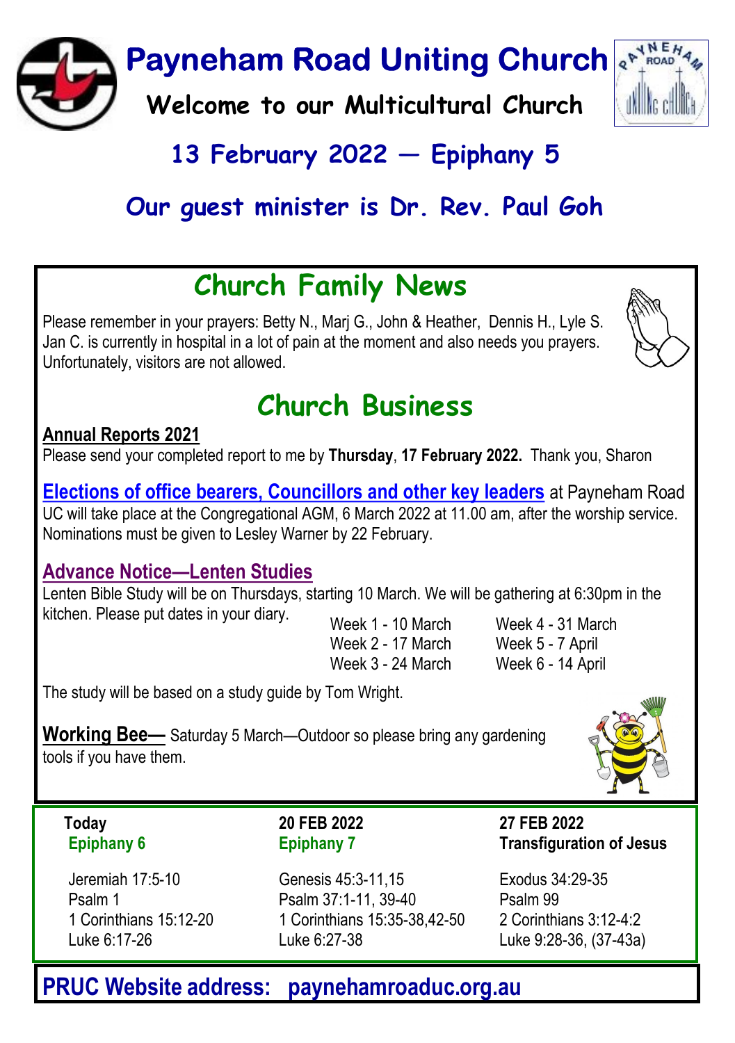# Payneham Road Uniting Church

**Welcome to our Multicultural Church**

## 13 February 2022 — Epiphany 5

## Our guest minister is Dr. Rev. Paul Goh

## Church Family News

Please remember in your prayers: Betty N., Marj G., John & Heather, Dennis H., Lyle S. Jan C. is currently in hospital in a lot of pain at the moment and also needs you prayers. Unfortunately, visitors are not allowed.

## Church Business

**Annual Reports 2021**

Please send your completed report to me by **Thursday**, **17 February 2022.** Thank you, Sharon

**Elections of office bearers, Councillors and other key leaders** at Payneham Road UC will take place at the Congregational AGM, 6 March 2022 at 11.00 am, after the worship service. Nominations must be given to Lesley Warner by 22 February.

**Advance Notice—Lenten Studies**

Lenten Bible Study will be on Thursdays, starting 10 March. We will be gathering at 6:30pm in the kitchen. Please put dates in your diary.

- Week 1 - 10 March
- Week 2 - 17 March
- Week 3 - 24 March
- Week 4 - 31 March
- Week 5 - 7 April
- Week 6 - 14 April

The study will be based on a study guide by Tom Wright.

**Working Bee—** Saturday 5 March—Outdoor so please bring any gardening tools if you have them.

| Today | 20 FEB 2022 | 27 FEB 2022 |
|---|---|---|
| Epiphany 6 | Epiphany 7 | Transfiguration of Jesus |
| Jeremiah 17:5-10 | Genesis 45:3-11,15 | Exodus 34:29-35 |
| Psalm 1 | Psalm 37:1-11, 39-40 | Psalm 99 |
| 1 Corinthians 15:12-20 | 1 Corinthians 15:35-38,42-50 | 2 Corinthians 3:12-4:2 |
| Luke 6:17-26 | Luke 6:27-38 | Luke 9:28-36, (37-43a) |

**PRUC Website address: paynehamroaduc.org.au**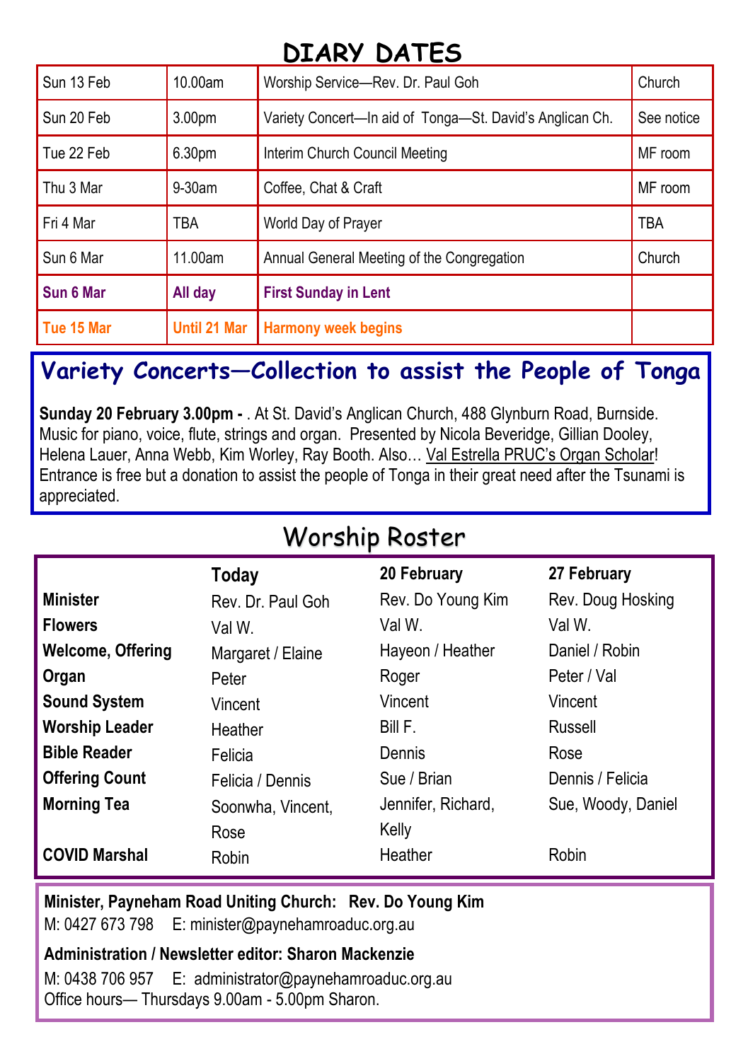# DIARY DATES

| | | | |
|---|---|---|---|
| Sun 13 Feb | 10.00am | Worship Service—Rev. Dr. Paul Goh | Church |
| Sun 20 Feb | 3.00pm | Variety Concert—In aid of Tonga—St. David's Anglican Ch. | See notice |
| Tue 22 Feb | 6.30pm | Interim Church Council Meeting | MF room |
| Thu 3 Mar | 9-30am | Coffee, Chat & Craft | MF room |
| Fri 4 Mar | TBA | World Day of Prayer | TBA |
| Sun 6 Mar | 11.00am | Annual General Meeting of the Congregation | Church |
| **Sun 6 Mar** | **All day** | **First Sunday in Lent** | |
| **Tue 15 Mar** | **Until 21 Mar** | **Harmony week begins** | |

## Variety Concerts—Collection to assist the People of Tonga

**Sunday 20 February 3.00pm -** . At St. David's Anglican Church, 488 Glynburn Road, Burnside. Music for piano, voice, flute, strings and organ. Presented by Nicola Beveridge, Gillian Dooley, Helena Lauer, Anna Webb, Kim Worley, Ray Booth. Also… Val Estrella PRUC's Organ Scholar! Entrance is free but a donation to assist the people of Tonga in their great need after the Tsunami is appreciated.

# Worship Roster

| | Today | 20 February | 27 February |
|---|---|---|---|
| **Minister** | Rev. Dr. Paul Goh | Rev. Do Young Kim | Rev. Doug Hosking |
| **Flowers** | Val W. | Val W. | Val W. |
| **Welcome, Offering** | Margaret / Elaine | Hayeon / Heather | Daniel / Robin |
| **Organ** | Peter | Roger | Peter / Val |
| **Sound System** | Vincent | Vincent | Vincent |
| **Worship Leader** | Heather | Bill F. | Russell |
| **Bible Reader** | Felicia | Dennis | Rose |
| **Offering Count** | Felicia / Dennis | Sue / Brian | Dennis / Felicia |
| **Morning Tea** | Soonwha, Vincent, Rose | Jennifer, Richard, Kelly | Sue, Woody, Daniel |
| **COVID Marshal** | Robin | Heather | Robin |

**Minister, Payneham Road Uniting Church: Rev. Do Young Kim**
M: 0427 673 798 E: minister@paynehamroaduc.org.au

**Administration / Newsletter editor: Sharon Mackenzie**
M: 0438 706 957 E: administrator@paynehamroaduc.org.au
Office hours— Thursdays 9.00am - 5.00pm Sharon.